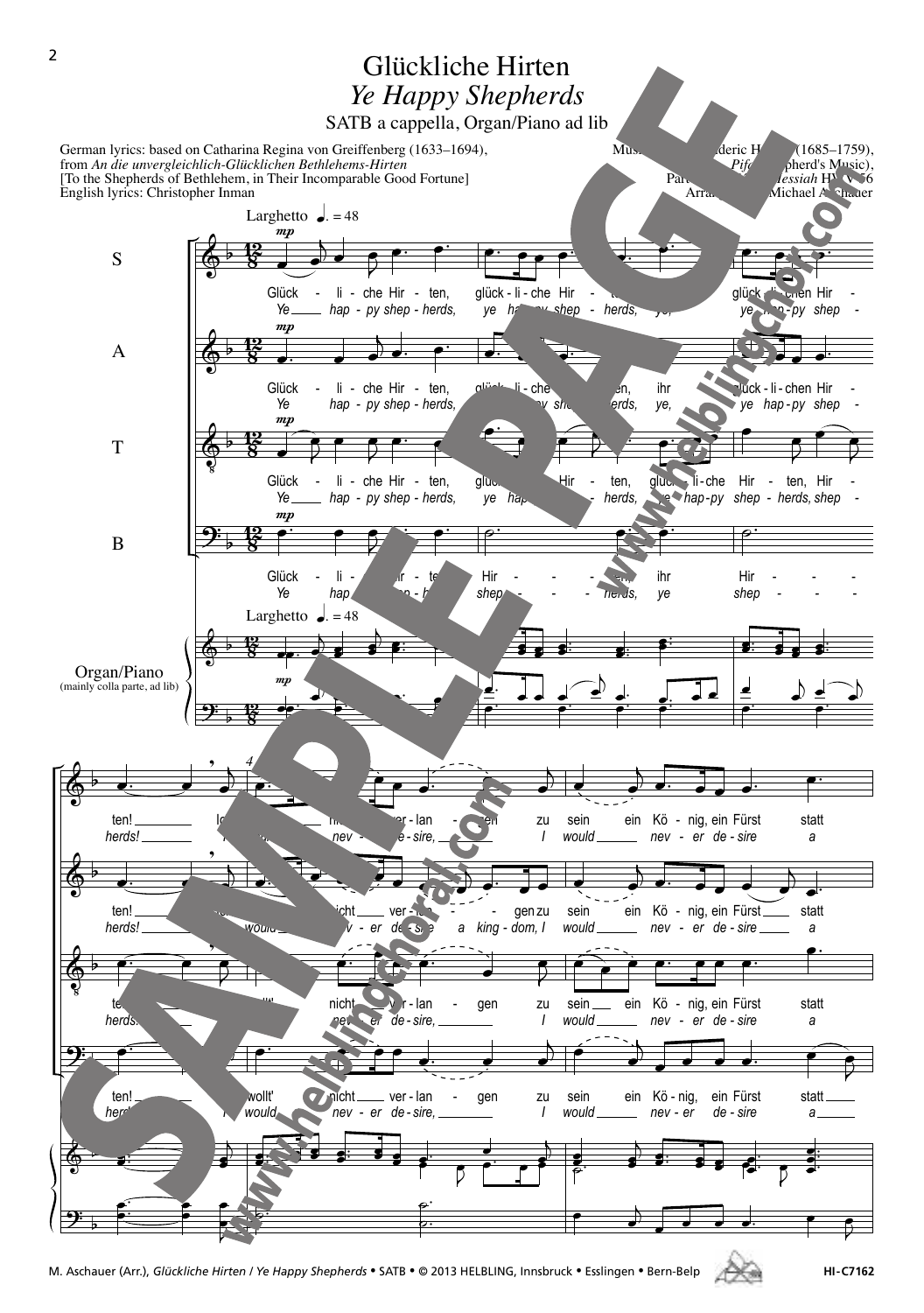# Glückliche Hirten

## *Ye Happy Shepherds*

SATB a cappella, Organ/Piano ad lib

German lyrics: based on Catharina Regina von Greiffenberg (1633–1694), from *An die unvergleichlich-Glücklichen Bethlehems-Hirten* [To the Shepherds of Bethlehem, in Their Incomparable Good Fortune]
English lyrics: Christopher Inman

Music: George Frideric Handel (1685–1759), *Pifa* (Shepherd's Music), Part I from *Messiah* HWV 56
Arranged by Michael Aschauer

Larghetto ♩. = 48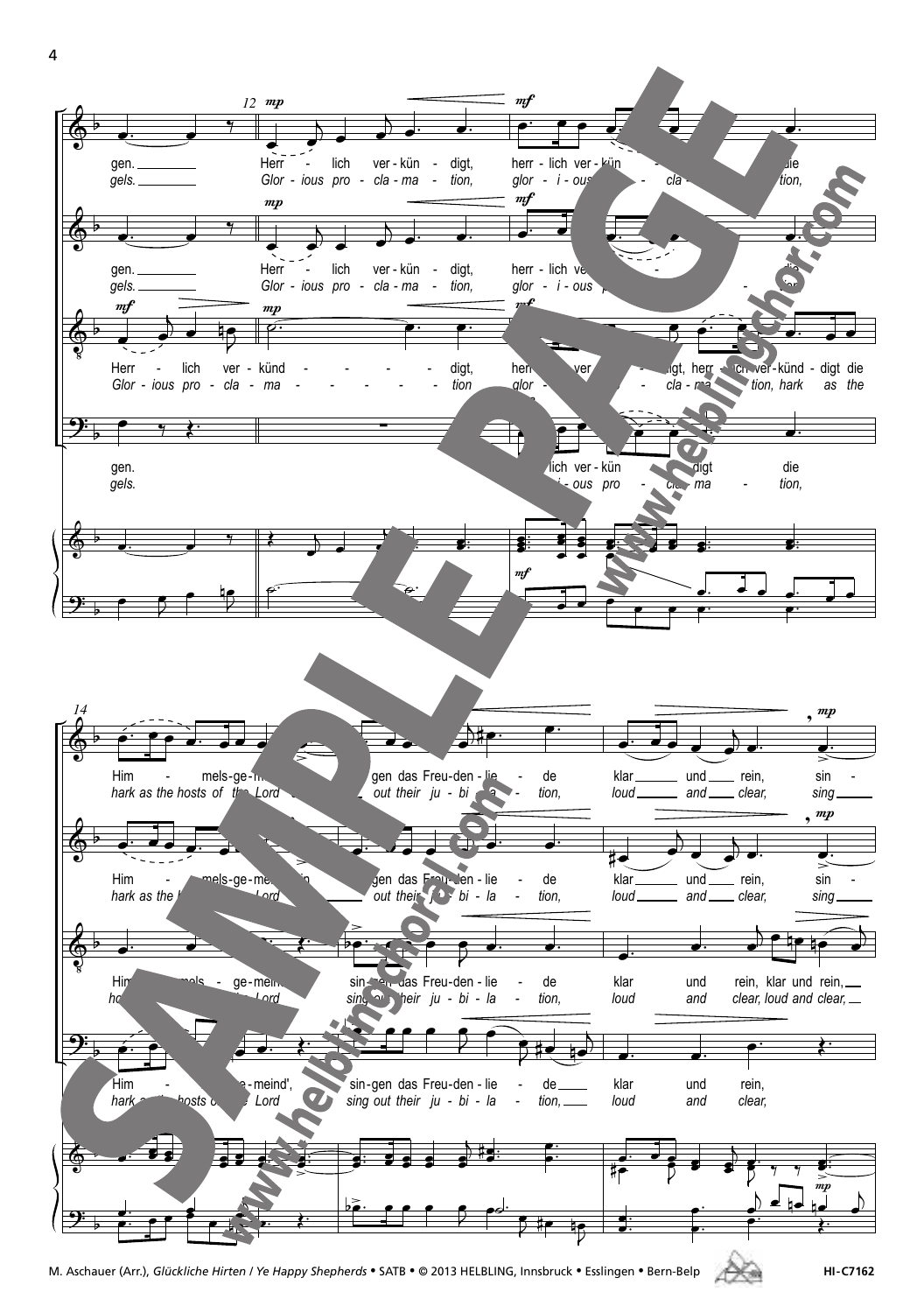gen. Herr - lich ver - kün - digt, herr - lich ver - kün - - digt die

*gels. Glor - ious pro - cla - ma - tion, glor - i - ous pro - cla - ma - tion,*

Herr - lich ver - künd - - - - - digt, herr - lich ver - kün - digt, herr - lich ver - künd - digt die

*Glor - ious pro - cla - ma - - - - - tion glor - i - ous pro - cla - ma - tion, hark as the*

Him - mels - ge - meind', sin - gen das Freu - den - lie - de klar und rein, sin -

*hark as the hosts of the Lord sing out their ju - bi - la - tion, loud and clear, sing*

Him - mels - ge - meind', sin - gen das Freu - den - lie - de klar und rein, klar und rein,

*hark as the hosts of the Lord sing out their ju - bi - la - tion, loud and clear, loud and clear,*

M. Aschauer (Arr.), *Glückliche Hirten / Ye Happy Shepherds* • SATB • © 2013 HELBLING, Innsbruck • Esslingen • Bern-Belp HI-C7162

SAMPLE PAGE www.helblingchoral.com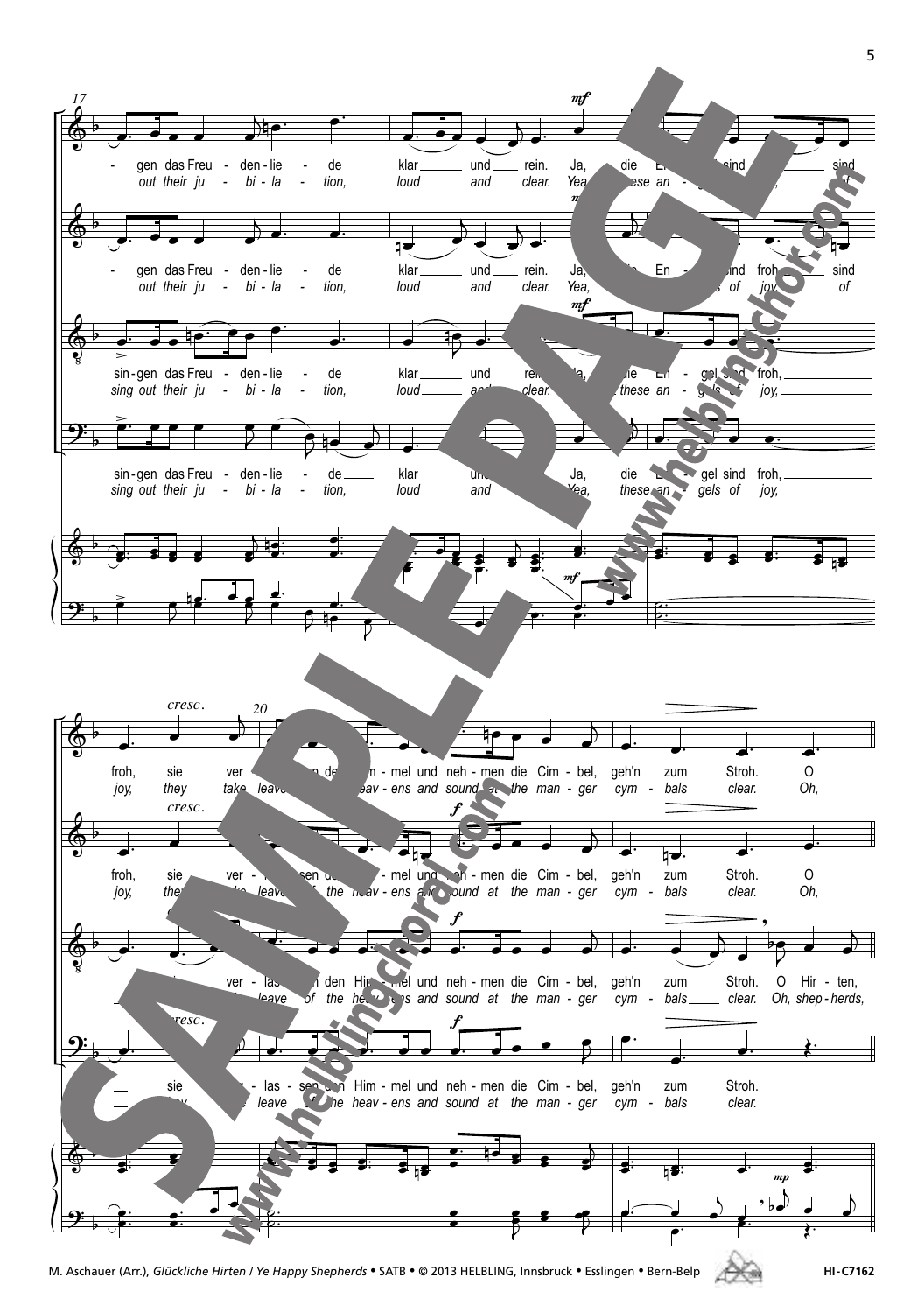17

- gen das Freu - den - lie - de klar und rein. Ja, die En - gel sind froh, sind
*out their ju - bi - la - tion, loud and clear. Yea, these an - gels of joy, of*

- gen das Freu - den - lie - de klar und rein. Ja, die En - gel sind froh, sind
*out their ju - bi - la - tion, loud and clear. Yea, these an - gels of joy, of*

sin - gen das Freu - den - lie - de klar und rein. Ja, die En - gel sind froh,
*sing out their ju - bi - la - tion, loud and clear. Yea, these an - gels of joy,*

sin - gen das Freu - den - lie - de klar und Ja, die En - gel sind froh,
*sing out their ju - bi - la - tion, loud and Yea, these an - gels of joy,*

20

froh, sie ver - las - sen den Him - mel und neh - men die Cim - bel, geh'n zum Stroh. O
*joy, they take leave of the heav - ens and sound at the man - ger cym - bals clear. Oh,*

froh, sie ver - las - sen den Him - mel und neh - men die Cim - bel, geh'n zum Stroh. O
*joy, they take leave of the heav - ens and sound at the man - ger cym - bals clear. Oh,*

sie ver - las - sen den Him - mel und neh - men die Cim - bel, geh'n zum Stroh. O Hir - ten,
*they take leave of the heav - ens and sound at the man - ger cym - bals clear. Oh, shep - herds,*

sie ver - las - sen den Him - mel und neh - men die Cim - bel, geh'n zum Stroh.
*they take leave of the heav - ens and sound at the man - ger cym - bals clear.*